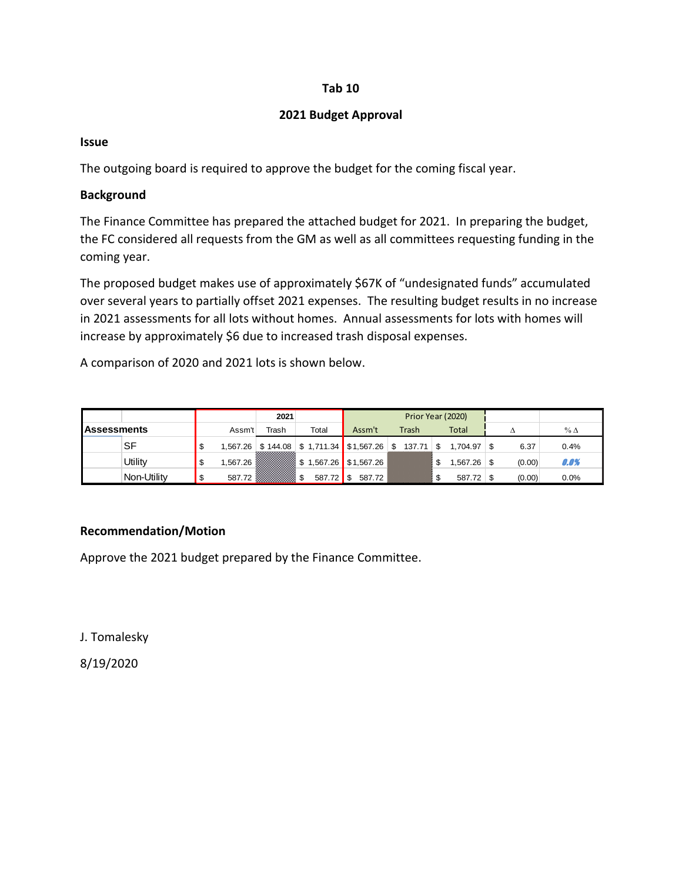**Tab 10**

**2021 Budget Approval**

**Issue**

The outgoing board is required to approve the budget for the coming fiscal year.

**Background**

The Finance Committee has prepared the attached budget for 2021. In preparing the budget, the FC considered all requests from the GM as well as all committees requesting funding in the coming year.

The proposed budget makes use of approximately $67K of "undesignated funds" accumulated over several years to partially offset 2021 expenses. The resulting budget results in no increase in 2021 assessments for all lots without homes. Annual assessments for lots with homes will increase by approximately $6 due to increased trash disposal expenses.

A comparison of 2020 and 2021 lots is shown below.

| | | 2021 | | | Prior Year (2020) | | | | |
|---|---|---|---|---|---|---|---|---|---|
| Assessments | | Assm't | Trash | Total | Assm't | Trash | Total | Δ | % Δ |
| | SF | $ 1,567.26 | $ 144.08 | $ 1,711.34 | $1,567.26 | $ 137.71 | $ 1,704.97 | $ 6.37 | 0.4% |
| | Utility | $ 1,567.26 | | $ 1,567.26 | $1,567.26 | | $ 1,567.26 | $ (0.00) | 0.0% |
| | Non-Utility | $ 587.72 | | $ 587.72 | $ 587.72 | | $ 587.72 | $ (0.00) | 0.0% |

**Recommendation/Motion**

Approve the 2021 budget prepared by the Finance Committee.

J. Tomalesky

8/19/2020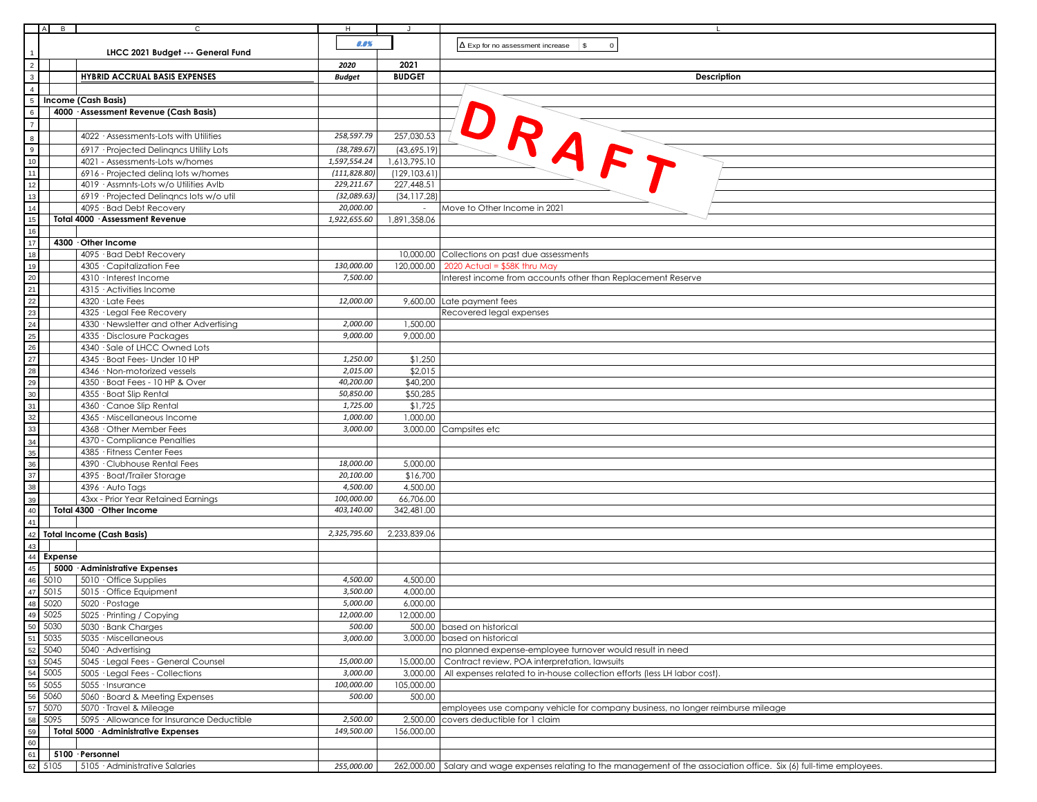| | LHCC 2021 Budget --- General Fund | 0.0% | | Δ Exp for no assessment increase \$ 0 |
|---|---|---|---|---|
| | | 2020 | 2021 | |
| | HYBRID ACCRUAL BASIS EXPENSES | *Budget* | **BUDGET** | **Description** |
| | | | | |
| **Income (Cash Basis)** | | | | |
| **4000 · Assessment Revenue (Cash Basis)** | | | | |
| | | | | |
| | 4022 · Assessments-Lots with Utilities | *258,597.79* | 257,030.53 | |
| | 6917 · Projected Delinqncs Utility Lots | *(38,789.67)* | (43,695.19) | |
| | 4021 - Assessments-Lots w/homes | *1,597,554.24* | 1,613,795.10 | |
| | 6916 - Projected delinq lots w/homes | *(111,828.80)* | (129,103.61) | |
| | 4019 · Assmnts-Lots w/o Utilities Avlb | *229,211.67* | 227,448.51 | |
| | 6919 · Projected Delinqncs lots w/o util | *(32,089.63)* | (34,117.28) | |
| | 4095 · Bad Debt Recovery | *20,000.00* | - | Move to Other Income in 2021 |
| **Total 4000 · Assessment Revenue** | | *1,922,655.60* | 1,891,358.06 | |
| | | | | |
| **4300 · Other Income** | | | | |
| | 4095 · Bad Debt Recovery | | 10,000.00 | Collections on past due assessments |
| | 4305 · Capitalization Fee | *130,000.00* | 120,000.00 | 2020 Actual = \$58K thru May |
| | 4310 · Interest Income | *7,500.00* | | Interest income from accounts other than Replacement Reserve |
| | 4315 · Activities Income | | | |
| | 4320 · Late Fees | *12,000.00* | 9,600.00 | Late payment fees |
| | 4325 · Legal Fee Recovery | | | Recovered legal expenses |
| | 4330 · Newsletter and other Advertising | *2,000.00* | 1,500.00 | |
| | 4335 · Disclosure Packages | *9,000.00* | 9,000.00 | |
| | 4340 · Sale of LHCC Owned Lots | | | |
| | 4345 · Boat Fees- Under 10 HP | *1,250.00* | \$1,250 | |
| | 4346 · Non-motorized vessels | *2,015.00* | \$2,015 | |
| | 4350 · Boat Fees - 10 HP & Over | *40,200.00* | \$40,200 | |
| | 4355 · Boat Slip Rental | *50,850.00* | \$50,285 | |
| | 4360 · Canoe Slip Rental | *1,725.00* | \$1,725 | |
| | 4365 · Miscellaneous Income | *1,000.00* | 1,000.00 | |
| | 4368 · Other Member Fees | *3,000.00* | 3,000.00 | Campsites etc |
| | 4370 - Compliance Penalties | | | |
| | 4385 · Fitness Center Fees | | | |
| | 4390 · Clubhouse Rental Fees | *18,000.00* | 5,000.00 | |
| | 4395 · Boat/Trailer Storage | *20,100.00* | \$16,700 | |
| | 4396 · Auto Tags | *4,500.00* | 4,500.00 | |
| | 43xx - Prior Year Retained Earnings | *100,000.00* | 66,706.00 | |
| **Total 4300 · Other Income** | | *403,140.00* | 342,481.00 | |
| | | | | |
| **Total Income (Cash Basis)** | | *2,325,795.60* | 2,233,839.06 | |
| | | | | |
| **Expense** | | | | |
| **5000 · Administrative Expenses** | | | | |
| 5010 | 5010 · Office Supplies | *4,500.00* | 4,500.00 | |
| 5015 | 5015 · Office Equipment | *3,500.00* | 4,000.00 | |
| 5020 | 5020 · Postage | *5,000.00* | 6,000.00 | |
| 5025 | 5025 · Printing / Copying | *12,000.00* | 12,000.00 | |
| 5030 | 5030 · Bank Charges | *500.00* | 500.00 | based on historical |
| 5035 | 5035 · Miscellaneous | *3,000.00* | 3,000.00 | based on historical |
| 5040 | 5040 · Advertising | | | no planned expense-employee turnover would result in need |
| 5045 | 5045 · Legal Fees - General Counsel | *15,000.00* | 15,000.00 | Contract review, POA interpretation, lawsuits |
| 5005 | 5005 · Legal Fees - Collections | *3,000.00* | 3,000.00 | All expenses related to in-house collection efforts (less LH labor cost). |
| 5055 | 5055 · Insurance | *100,000.00* | 105,000.00 | |
| 5060 | 5060 · Board & Meeting Expenses | *500.00* | 500.00 | |
| 5070 | 5070 · Travel & Mileage | | | employees use company vehicle for company business, no longer reimburse mileage |
| 5095 | 5095 · Allowance for Insurance Deductible | *2,500.00* | 2,500.00 | covers deductible for 1 claim |
| **Total 5000 · Administrative Expenses** | | *149,500.00* | 156,000.00 | |
| | | | | |
| **5100 · Personnel** | | | | |
| 5105 | 5105 · Administrative Salaries | *255,000.00* | 262,000.00 | Salary and wage expenses relating to the management of the association office. Six (6) full-time employees. |

DRAFT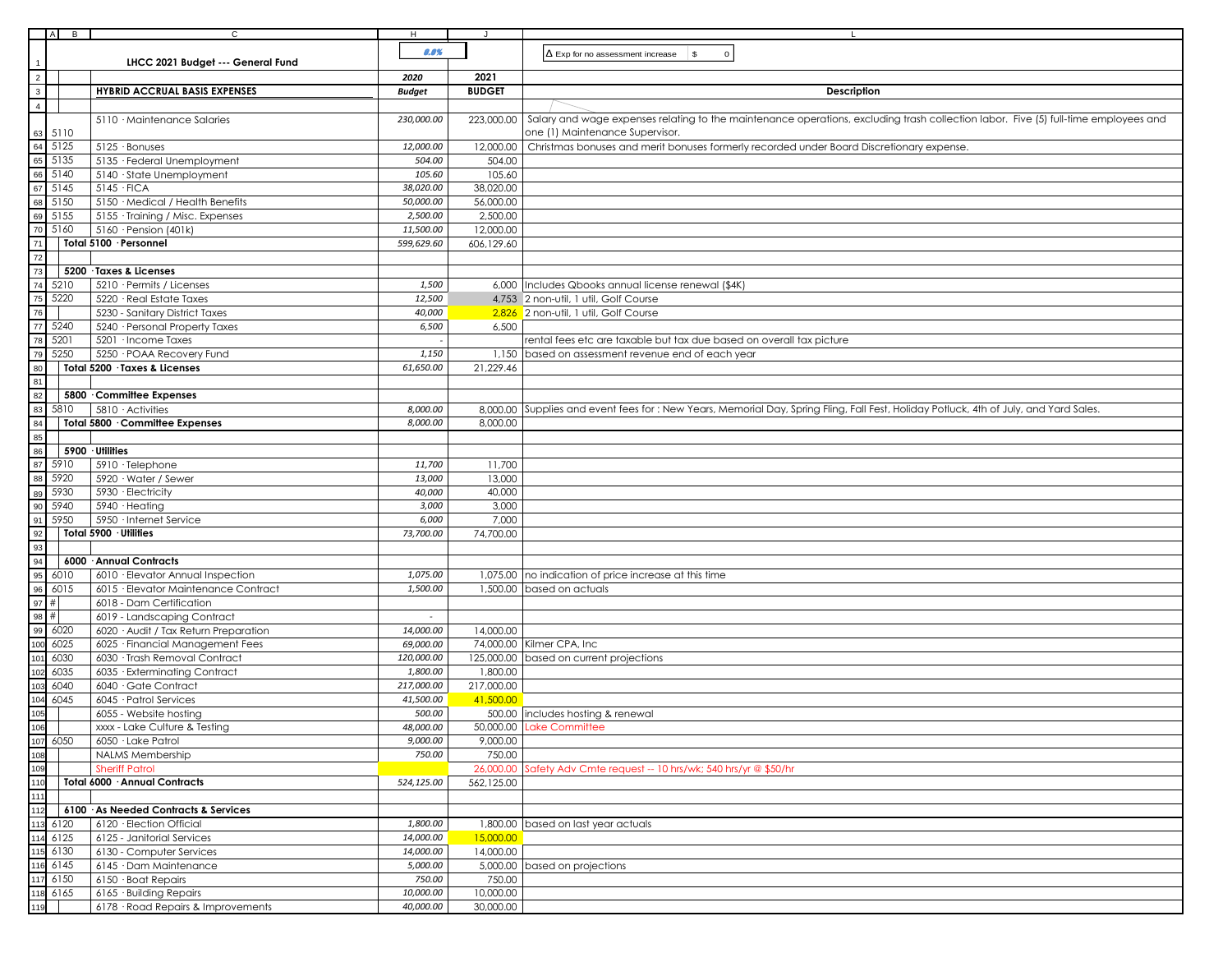# LHCC 2021 Budget --- General Fund

| | | 0.0% | | Δ Exp for no assessment increase $ 0 |
|---|---|---|---|---|
| | | 2020 | 2021 | |
| | **HYBRID ACCRUAL BASIS EXPENSES** | ***Budget*** | **BUDGET** | **Description** |
| 5110 | 5110 · Maintenance Salaries | 230,000.00 | 223,000.00 | Salary and wage expenses relating to the maintenance operations, excluding trash collection labor. Five (5) full-time employees and one (1) Maintenance Supervisor. |
| 5125 | 5125 · Bonuses | 12,000.00 | 12,000.00 | Christmas bonuses and merit bonuses formerly recorded under Board Discretionary expense. |
| 5135 | 5135 · Federal Unemployment | 504.00 | 504.00 | |
| 5140 | 5140 · State Unemployment | 105.60 | 105.60 | |
| 5145 | 5145 · FICA | 38,020.00 | 38,020.00 | |
| 5150 | 5150 · Medical / Health Benefits | 50,000.00 | 56,000.00 | |
| 5155 | 5155 · Training / Misc. Expenses | 2,500.00 | 2,500.00 | |
| 5160 | 5160 · Pension (401k) | 11,500.00 | 12,000.00 | |
| | **Total 5100 · Personnel** | 599,629.60 | 606,129.60 | |
| | | | | |
| | **5200 · Taxes & Licenses** | | | |
| 5210 | 5210 · Permits / Licenses | 1,500 | 6,000 | Includes Qbooks annual license renewal ($4K) |
| 5220 | 5220 · Real Estate Taxes | 12,500 | 4,753 | 2 non-util, 1 util, Golf Course |
| | 5230 - Sanitary District Taxes | 40,000 | 2,826 | 2 non-util, 1 util, Golf Course |
| 5240 | 5240 · Personal Property Taxes | 6,500 | 6,500 | |
| 5201 | 5201 · Income Taxes | - | | rental fees etc are taxable but tax due based on overall tax picture |
| 5250 | 5250 · POAA Recovery Fund | 1,150 | 1,150 | based on assessment revenue end of each year |
| | **Total 5200 · Taxes & Licenses** | 61,650.00 | 21,229.46 | |
| | | | | |
| | **5800 · Committee Expenses** | | | |
| 5810 | 5810 · Activities | 8,000.00 | 8,000.00 | Supplies and event fees for : New Years, Memorial Day, Spring Fling, Fall Fest, Holiday Potluck, 4th of July, and Yard Sales. |
| | **Total 5800 · Committee Expenses** | 8,000.00 | 8,000.00 | |
| | | | | |
| | **5900 · Utilities** | | | |
| 5910 | 5910 · Telephone | 11,700 | 11,700 | |
| 5920 | 5920 · Water / Sewer | 13,000 | 13,000 | |
| 5930 | 5930 · Electricity | 40,000 | 40,000 | |
| 5940 | 5940 · Heating | 3,000 | 3,000 | |
| 5950 | 5950 · Internet Service | 6,000 | 7,000 | |
| | **Total 5900 · Utilities** | 73,700.00 | 74,700.00 | |
| | | | | |
| | **6000 · Annual Contracts** | | | |
| 6010 | 6010 · Elevator Annual Inspection | 1,075.00 | 1,075.00 | no indication of price increase at this time |
| 6015 | 6015 · Elevator Maintenance Contract | 1,500.00 | 1,500.00 | based on actuals |
| # | 6018 - Dam Certification | | | |
| # | 6019 - Landscaping Contract | - | | |
| 6020 | 6020 · Audit / Tax Return Preparation | 14,000.00 | 14,000.00 | |
| 6025 | 6025 · Financial Management Fees | 69,000.00 | 74,000.00 | Kilmer CPA, Inc |
| 6030 | 6030 · Trash Removal Contract | 120,000.00 | 125,000.00 | based on current projections |
| 6035 | 6035 · Exterminating Contract | 1,800.00 | 1,800.00 | |
| 6040 | 6040 · Gate Contract | 217,000.00 | 217,000.00 | |
| 6045 | 6045 · Patrol Services | 41,500.00 | 41,500.00 | |
| | 6055 - Website hosting | 500.00 | 500.00 | includes hosting & renewal |
| | xxxx - Lake Culture & Testing | 48,000.00 | 50,000.00 | Lake Committee |
| 6050 | 6050 · Lake Patrol | 9,000.00 | 9,000.00 | |
| | NALMS Membership | 750.00 | 750.00 | |
| | Sheriff Patrol | | 26,000.00 | Safety Adv Cmte request -- 10 hrs/wk; 540 hrs/yr @ $50/hr |
| | **Total 6000 · Annual Contracts** | 524,125.00 | 562,125.00 | |
| | | | | |
| | **6100 · As Needed Contracts & Services** | | | |
| 6120 | 6120 · Election Official | 1,800.00 | 1,800.00 | based on last year actuals |
| 6125 | 6125 - Janitorial Services | 14,000.00 | 15,000.00 | |
| 6130 | 6130 - Computer Services | 14,000.00 | 14,000.00 | |
| 6145 | 6145 · Dam Maintenance | 5,000.00 | 5,000.00 | based on projections |
| 6150 | 6150 · Boat Repairs | 750.00 | 750.00 | |
| 6165 | 6165 · Building Repairs | 10,000.00 | 10,000.00 | |
| | 6178 · Road Repairs & Improvements | 40,000.00 | 30,000.00 | |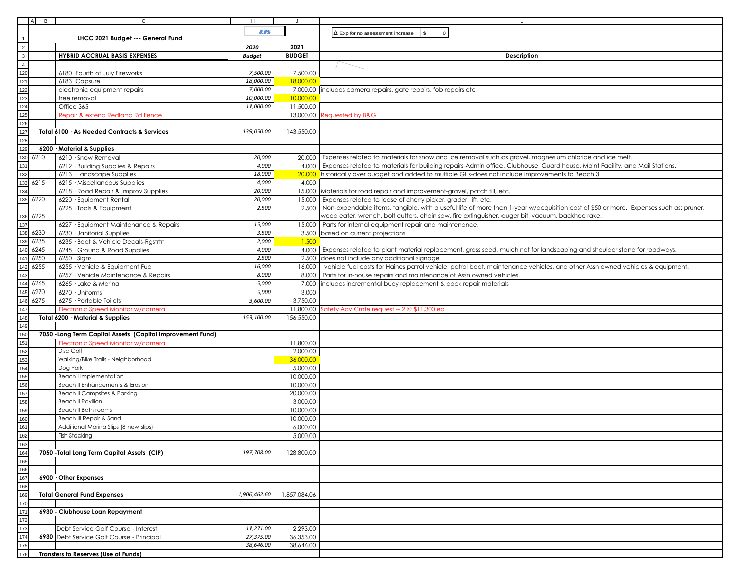| | A | B | C | H | J | L |
|---|---|---|---|---|---|---|
| 1 | | | LHCC 2021 Budget --- General Fund | 0.0% | | Δ Exp for no assessment increase \| $ 0 |
| 2 | | | | 2020 | 2021 | |
| 3 | | | HYBRID ACCRUAL BASIS EXPENSES | Budget | BUDGET | Description |
| 4 | | | | | | |
| 120 | | | 6180 ·Fourth of July Fireworks | 7,500.00 | 7,500.00 | |
| 121 | | | 6183 ·Capsure | 18,000.00 | 18,000.00 | |
| 122 | | | electronic equipment repairs | 7,000.00 | 7,000.00 | includes camera repairs, gate repairs, fob repairs etc |
| 123 | | | tree removal | 10,000.00 | 10,000.00 | |
| 124 | | | Office 365 | 11,000.00 | 11,500.00 | |
| 125 | | | Repair & extend Redland Rd Fence | | 13,000.00 | Requested by B&G |
| 126 | | | | | | |
| 127 | | Total 6100 · As Needed Contracts & Services | | 139,050.00 | 143,550.00 | |
| 128 | | | | | | |
| 129 | | 6200 · Material & Supplies | | | | |
| 130 | 6210 | | 6210 · Snow Removal | 20,000 | 20,000 | Expenses related to materials for snow and ice removal such as gravel, magnesium chloride and ice melt. |
| 131 | | | 6212 · Building Supplies & Repairs | 4,000 | 4,000 | Expenses related to materials for building repairs-Admin office, Clubhouse, Guard house, Maint Facility, and Mail Stations. |
| 132 | | | 6213 · Landscape Supplies | 18,000 | 20,000 | historically over budget and added to multiple GL's-does not include improvements to Beach 3 |
| 133 | 6215 | | 6215 · Miscellaneous Supplies | 4,000 | 4,000 | |
| 134 | | | 6218 · Road Repair & Improv Supplies | 20,000 | 15,000 | Materials for road repair and improvement-gravel, patch fill, etc. |
| 135 | 6220 | | 6220 · Equipment Rental | 20,000 | 15,000 | Expenses related to lease of cherry picker, grader, lift, etc. |
| 136 | 6225 | | 6225 · Tools & Equipment | 2,500 | 2,500 | Non-expendable items, tangible, with a useful life of more than 1-year w/acquisition cost of $50 or more. Expenses such as: pruner, weed eater, wrench, bolt cutters, chain saw, fire extinguisher, auger bit, vacuum, backhoe rake. |
| 137 | | | 6227 · Equipment Maintenance & Repairs | 15,000 | 15,000 | Parts for internal equipment repair and maintenance. |
| 138 | 6230 | | 6230 · Janitorial Supplies | 3,500 | 3,500 | based on current projections |
| 139 | 6235 | | 6235 · Boat & Vehicle Decals-Rgstrtn | 2,000 | 1,500 | |
| 140 | 6245 | | 6245 · Ground & Road Supplies | 4,000 | 4,000 | Expenses related to plant material replacement, grass seed, mulch not for landscaping and shoulder stone for roadways. |
| 141 | 6250 | | 6250 · Signs | 2,500 | 2,500 | does not include any additional signage |
| 142 | 6255 | | 6255 · Vehicle & Equipment Fuel | 16,000 | 16,000 | vehicle fuel costs for Haines patrol vehicle, patrol boat, maintenance vehicles, and other Assn owned vehicles & equipment. |
| 143 | | | 6257 · Vehicle Maintenance & Repairs | 8,000 | 8,000 | Parts for in-house repairs and maintenance of Assn owned vehicles. |
| 144 | 6265 | | 6265 · Lake & Marina | 5,000 | 7,000 | includes incremental buoy replacement & dock repair materials |
| 145 | 6270 | | 6270 · Uniforms | 5,000 | 3,000 | |
| 146 | 6275 | | 6275 · Portable Toilets | 3,600.00 | 3,750.00 | |
| 147 | | | Electronic Speed Monitor w/camera | | 11,800.00 | Safety Adv Cmte request -- 2 @ $11,300 ea |
| 148 | | Total 6200 · Material & Supplies | | 153,100.00 | 156,550.00 | |
| 149 | | | | | | |
| 150 | | 7050 -Long Term Capital Assets (Capital Improvement Fund) | | | | |
| 151 | | | Electronic Speed Monitor w/camera | | 11,800.00 | |
| 152 | | | Disc Golf | | 2,000.00 | |
| 153 | | | Walking/Bike Trails - Neighborhood | | 36,000.00 | |
| 154 | | | Dog Park | | 5,000.00 | |
| 155 | | | Beach I Implementation | | 10,000.00 | |
| 156 | | | Beach II Enhancements & Erosion | | 10,000.00 | |
| 157 | | | Beach II Campsites & Parking | | 20,000.00 | |
| 158 | | | Beach II Pavilion | | 3,000.00 | |
| 159 | | | Beach II Bath rooms | | 10,000.00 | |
| 160 | | | Beach III Repair & Sand | | 10,000.00 | |
| 161 | | | Additional Marina Slips (8 new slips) | | 6,000.00 | |
| 162 | | | Fish Stocking | | 5,000.00 | |
| 163 | | | | | | |
| 164 | | 7050 -Total Long Term Capital Assets (CIP) | | 197,708.00 | 128,800.00 | |
| 165 | | | | | | |
| 166 | | | | | | |
| 167 | | 6900 · Other Expenses | | | | |
| 168 | | | | | | |
| 169 | | Total General Fund Expenses | | 1,906,462.60 | 1,857,084.06 | |
| 170 | | | | | | |
| 171 | | 6930 - Clubhouse Loan Repayment | | | | |
| 172 | | | | | | |
| 173 | | | Debt Service Golf Course - Interest | 11,271.00 | 2,293.00 | |
| 174 | | 6930 | Debt Service Golf Course - Principal | 27,375.00 | 36,353.00 | |
| 175 | | | | 38,646.00 | 38,646.00 | |
| 176 | | Transfers to Reserves (Use of Funds) | | | | |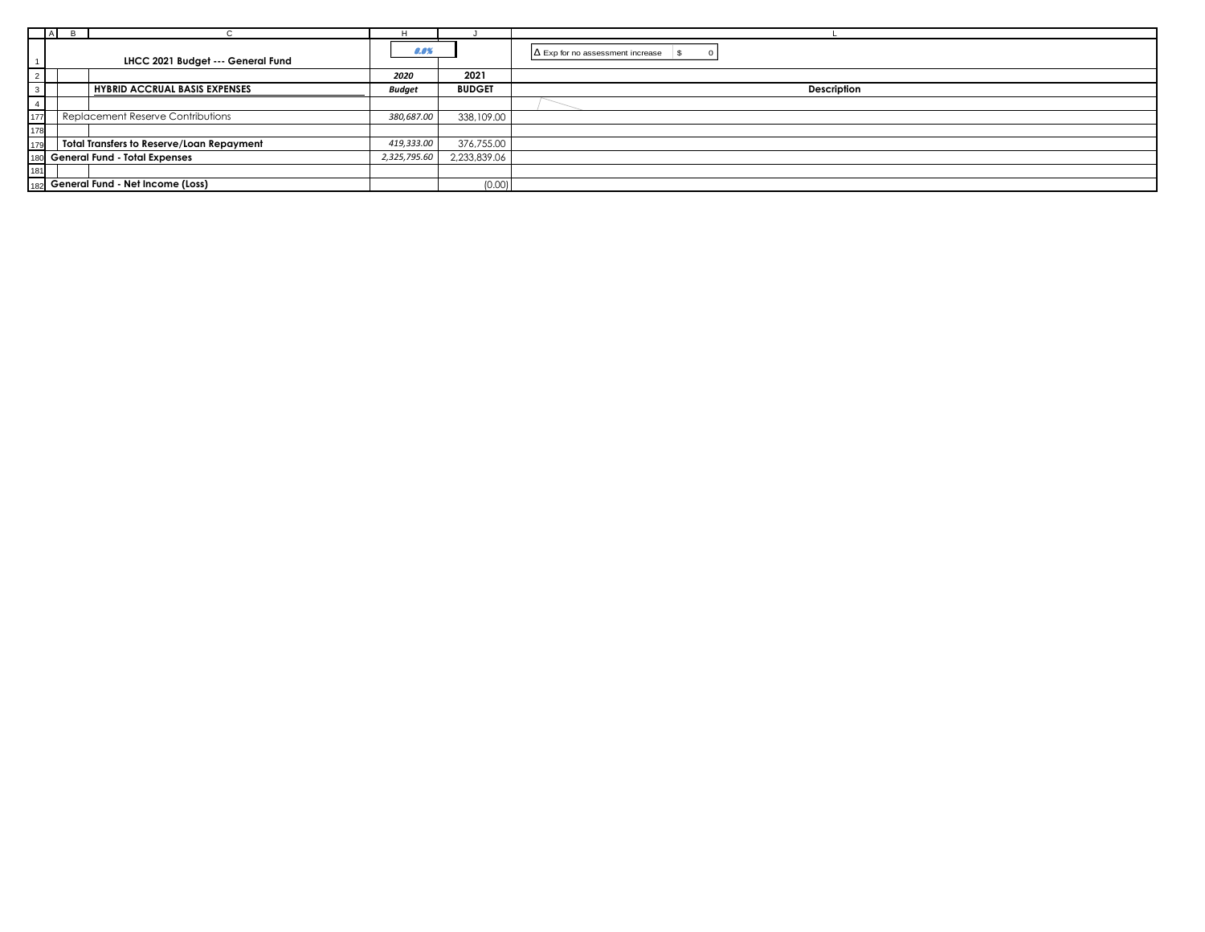| | | | | | |
|---|---|---|---|---|---|
| 1 | LHCC 2021 Budget --- General Fund | | *0.0%* | | Δ Exp for no assessment increase $ 0 |
| 2 | | | *2020* | 2021 | |
| 3 | | HYBRID ACCRUAL BASIS EXPENSES | *Budget* | BUDGET | Description |
| 4 | | | | | |
| 177 | Replacement Reserve Contributions | | *380,687.00* | 338,109.00 | |
| 178 | | | | | |
| 179 | Total Transfers to Reserve/Loan Repayment | | *419,333.00* | 376,755.00 | |
| 180 | General Fund - Total Expenses | | *2,325,795.60* | 2,233,839.06 | |
| 181 | | | | | |
| 182 | General Fund - Net Income (Loss) | | | (0.00) | |